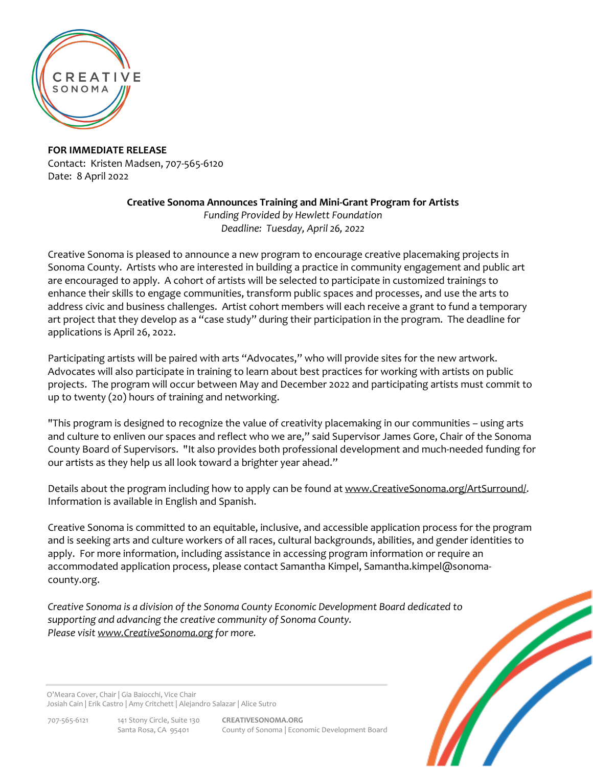**FOR IMMEDIATE RELEASE**
Contact: Kristen Madsen, 707-565-6120
Date: 8 April 2022

**Creative Sonoma Announces Training and Mini-Grant Program for Artists**
*Funding Provided by Hewlett Foundation*
*Deadline: Tuesday, April 26, 2022*

Creative Sonoma is pleased to announce a new program to encourage creative placemaking projects in Sonoma County. Artists who are interested in building a practice in community engagement and public art are encouraged to apply. A cohort of artists will be selected to participate in customized trainings to enhance their skills to engage communities, transform public spaces and processes, and use the arts to address civic and business challenges. Artist cohort members will each receive a grant to fund a temporary art project that they develop as a "case study" during their participation in the program. The deadline for applications is April 26, 2022.

Participating artists will be paired with arts "Advocates," who will provide sites for the new artwork. Advocates will also participate in training to learn about best practices for working with artists on public projects. The program will occur between May and December 2022 and participating artists must commit to up to twenty (20) hours of training and networking.

"This program is designed to recognize the value of creativity placemaking in our communities – using arts and culture to enliven our spaces and reflect who we are," said Supervisor James Gore, Chair of the Sonoma County Board of Supervisors. "It also provides both professional development and much-needed funding for our artists as they help us all look toward a brighter year ahead."

Details about the program including how to apply can be found at www.CreativeSonoma.org/ArtSurround/. Information is available in English and Spanish.

Creative Sonoma is committed to an equitable, inclusive, and accessible application process for the program and is seeking arts and culture workers of all races, cultural backgrounds, abilities, and gender identities to apply. For more information, including assistance in accessing program information or require an accommodated application process, please contact Samantha Kimpel, Samantha.kimpel@sonoma-county.org.

*Creative Sonoma is a division of the Sonoma County Economic Development Board dedicated to supporting and advancing the creative community of Sonoma County.*
*Please visit www.CreativeSonoma.org for more.*

O'Meara Cover, Chair | Gia Baiocchi, Vice Chair
Josiah Cain | Erik Castro | Amy Critchett | Alejandro Salazar | Alice Sutro

707-565-6121 | 141 Stony Circle, Suite 130, Santa Rosa, CA 95401 | **CREATIVESONOMA.ORG** County of Sonoma | Economic Development Board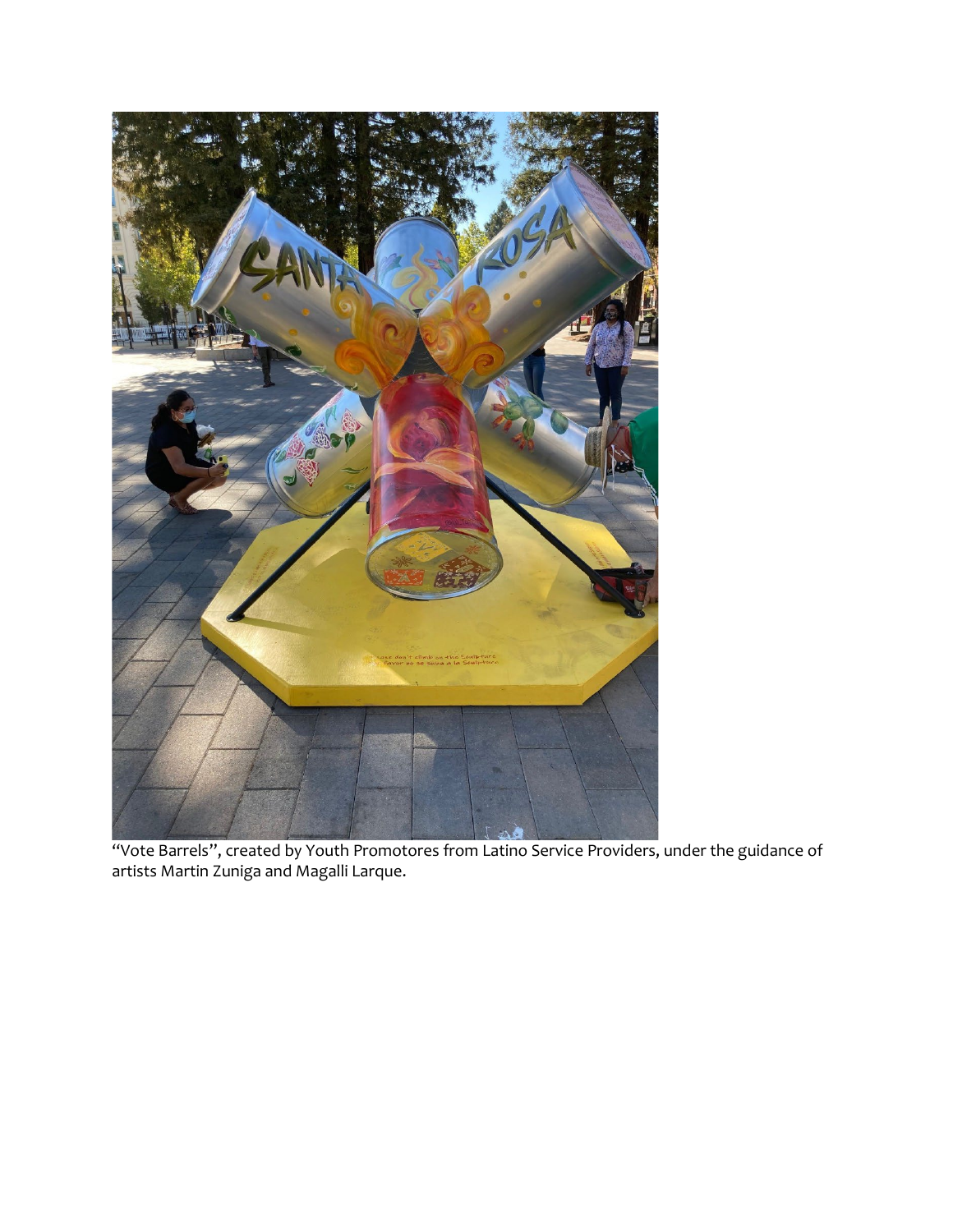"Vote Barrels", created by Youth Promotores from Latino Service Providers, under the guidance of artists Martin Zuniga and Magalli Larque.